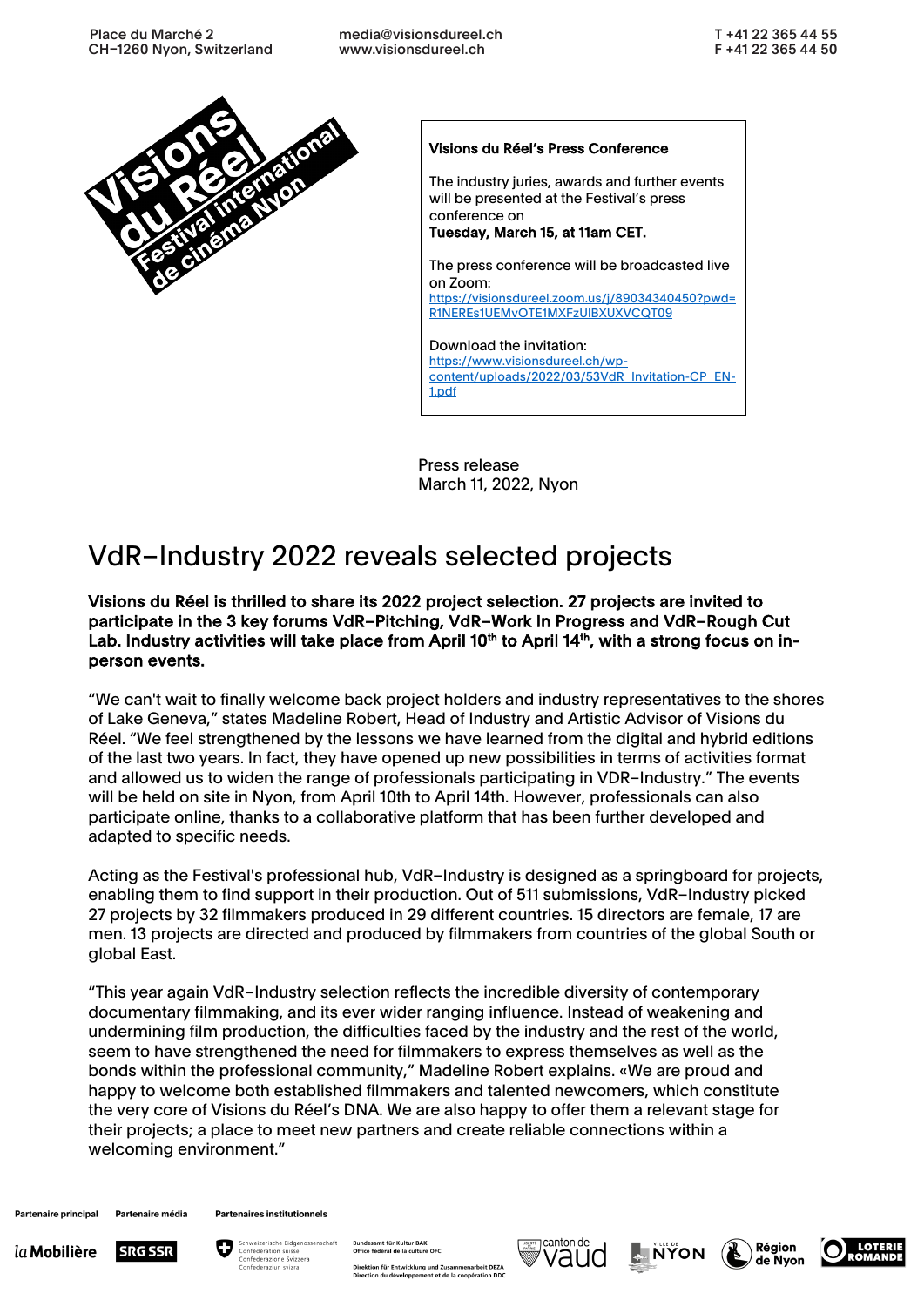Place du Marché 2
CH–1260 Nyon, Switzerland

media@visionsdureel.ch
www.visionsdureel.ch

T +41 22 365 44 55
F +41 22 365 44 50

**Visions du Réel's Press Conference**

The industry juries, awards and further events will be presented at the Festival's press conference on
**Tuesday, March 15, at 11am CET.**

The press conference will be broadcasted live on Zoom:
https://visionsdureel.zoom.us/j/89034340450?pwd=R1NEREs1UEMvOTE1MXFzUlBXUXVCQT09

Download the invitation:
https://www.visionsdureel.ch/wp-content/uploads/2022/03/53VdR_Invitation-CP_EN-1.pdf

Press release
March 11, 2022, Nyon

# VdR–Industry 2022 reveals selected projects

**Visions du Réel is thrilled to share its 2022 project selection. 27 projects are invited to participate in the 3 key forums VdR–Pitching, VdR–Work In Progress and VdR–Rough Cut Lab. Industry activities will take place from April 10th to April 14th, with a strong focus on in-person events.**

"We can't wait to finally welcome back project holders and industry representatives to the shores of Lake Geneva," states Madeline Robert, Head of Industry and Artistic Advisor of Visions du Réel. "We feel strengthened by the lessons we have learned from the digital and hybrid editions of the last two years. In fact, they have opened up new possibilities in terms of activities format and allowed us to widen the range of professionals participating in VDR–Industry." The events will be held on site in Nyon, from April 10th to April 14th. However, professionals can also participate online, thanks to a collaborative platform that has been further developed and adapted to specific needs.

Acting as the Festival's professional hub, VdR–Industry is designed as a springboard for projects, enabling them to find support in their production. Out of 511 submissions, VdR–Industry picked 27 projects by 32 filmmakers produced in 29 different countries. 15 directors are female, 17 are men. 13 projects are directed and produced by filmmakers from countries of the global South or global East.

"This year again VdR–Industry selection reflects the incredible diversity of contemporary documentary filmmaking, and its ever wider ranging influence. Instead of weakening and undermining film production, the difficulties faced by the industry and the rest of the world, seem to have strengthened the need for filmmakers to express themselves as well as the bonds within the professional community," Madeline Robert explains. «We are proud and happy to welcome both established filmmakers and talented newcomers, which constitute the very core of Visions du Réel's DNA. We are also happy to offer them a relevant stage for their projects; a place to meet new partners and create reliable connections within a welcoming environment."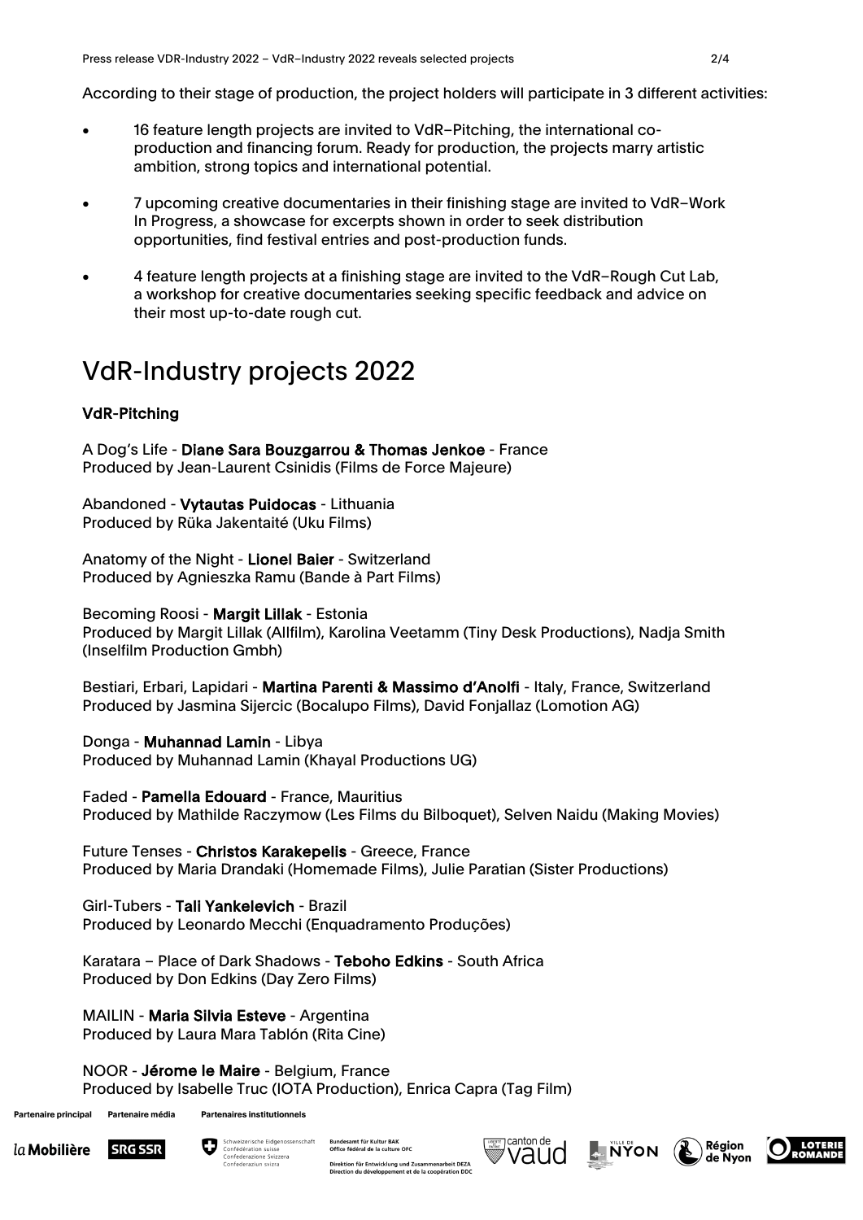According to their stage of production, the project holders will participate in 3 different activities:

- 16 feature length projects are invited to VdR–Pitching, the international co-production and financing forum. Ready for production, the projects marry artistic ambition, strong topics and international potential.
- 7 upcoming creative documentaries in their finishing stage are invited to VdR–Work In Progress, a showcase for excerpts shown in order to seek distribution opportunities, find festival entries and post-production funds.
- 4 feature length projects at a finishing stage are invited to the VdR–Rough Cut Lab, a workshop for creative documentaries seeking specific feedback and advice on their most up-to-date rough cut.

# VdR-Industry projects 2022

**VdR-Pitching**

A Dog's Life - **Diane Sara Bouzgarrou & Thomas Jenkoe** - France
Produced by Jean-Laurent Csinidis (Films de Force Majeure)

Abandoned - **Vytautas Puidocas** - Lithuania
Produced by Rūka Jakentaité (Uku Films)

Anatomy of the Night - **Lionel Baier** - Switzerland
Produced by Agnieszka Ramu (Bande à Part Films)

Becoming Roosi - **Margit Lillak** - Estonia
Produced by Margit Lillak (Allfilm), Karolina Veetamm (Tiny Desk Productions), Nadja Smith (Inselfilm Production Gmbh)

Bestiari, Erbari, Lapidari - **Martina Parenti & Massimo d'Anolfi** - Italy, France, Switzerland
Produced by Jasmina Sijercic (Bocalupo Films), David Fonjallaz (Lomotion AG)

Donga - **Muhannad Lamin** - Libya
Produced by Muhannad Lamin (Khayal Productions UG)

Faded - **Pamella Edouard** - France, Mauritius
Produced by Mathilde Raczymow (Les Films du Bilboquet), Selven Naidu (Making Movies)

Future Tenses - **Christos Karakepelis** - Greece, France
Produced by Maria Drandaki (Homemade Films), Julie Paratian (Sister Productions)

Girl-Tubers - **Tali Yankelevich** - Brazil
Produced by Leonardo Mecchi (Enquadramento Produções)

Karatara – Place of Dark Shadows - **Teboho Edkins** - South Africa
Produced by Don Edkins (Day Zero Films)

MAILIN - **Maria Silvia Esteve** - Argentina
Produced by Laura Mara Tablón (Rita Cine)

NOOR - **Jérome le Maire** - Belgium, France
Produced by Isabelle Truc (IOTA Production), Enrica Capra (Tag Film)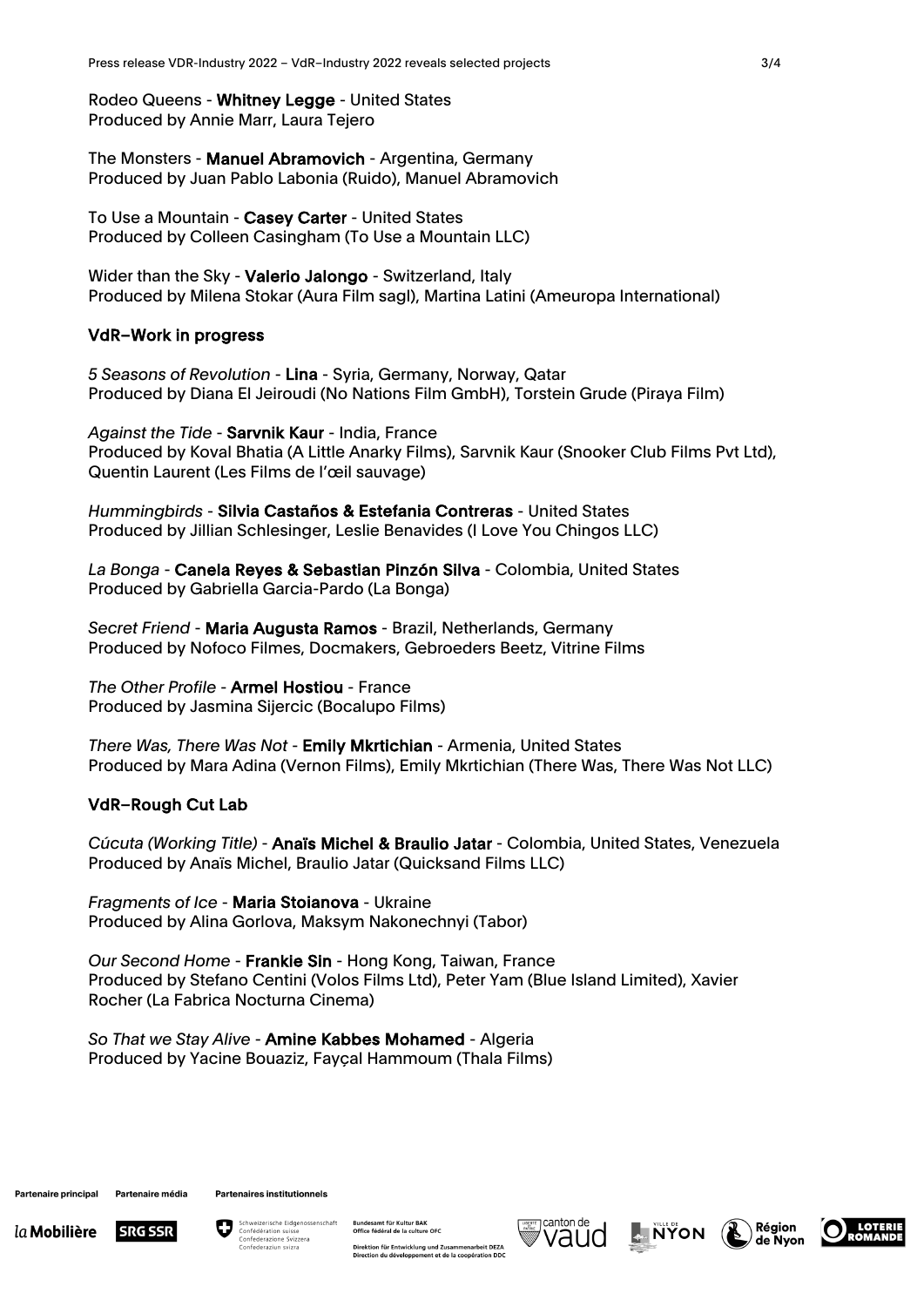Rodeo Queens - **Whitney Legge** - United States
Produced by Annie Marr, Laura Tejero

The Monsters - **Manuel Abramovich** - Argentina, Germany
Produced by Juan Pablo Labonia (Ruido), Manuel Abramovich

To Use a Mountain - **Casey Carter** - United States
Produced by Colleen Casingham (To Use a Mountain LLC)

Wider than the Sky - **Valerio Jalongo** - Switzerland, Italy
Produced by Milena Stokar (Aura Film sagl), Martina Latini (Ameuropa International)

### VdR–Work in progress

*5 Seasons of Revolution* - **Lina** - Syria, Germany, Norway, Qatar
Produced by Diana El Jeiroudi (No Nations Film GmbH), Torstein Grude (Piraya Film)

*Against the Tide* - **Sarvnik Kaur** - India, France
Produced by Koval Bhatia (A Little Anarky Films), Sarvnik Kaur (Snooker Club Films Pvt Ltd), Quentin Laurent (Les Films de l'œil sauvage)

*Hummingbirds* - **Silvia Castaños & Estefania Contreras** - United States
Produced by Jillian Schlesinger, Leslie Benavides (I Love You Chingos LLC)

*La Bonga* - **Canela Reyes & Sebastian Pinzón Silva** - Colombia, United States
Produced by Gabriella Garcia-Pardo (La Bonga)

*Secret Friend* - **Maria Augusta Ramos** - Brazil, Netherlands, Germany
Produced by Nofoco Filmes, Docmakers, Gebroeders Beetz, Vitrine Films

*The Other Profile* - **Armel Hostiou** - France
Produced by Jasmina Sijercic (Bocalupo Films)

*There Was, There Was Not* - **Emily Mkrtichian** - Armenia, United States
Produced by Mara Adina (Vernon Films), Emily Mkrtichian (There Was, There Was Not LLC)

### VdR–Rough Cut Lab

*Cúcuta (Working Title)* - **Anaïs Michel & Braulio Jatar** - Colombia, United States, Venezuela
Produced by Anaïs Michel, Braulio Jatar (Quicksand Films LLC)

*Fragments of Ice* - **Maria Stoianova** - Ukraine
Produced by Alina Gorlova, Maksym Nakonechnyi (Tabor)

*Our Second Home* - **Frankie Sin** - Hong Kong, Taiwan, France
Produced by Stefano Centini (Volos Films Ltd), Peter Yam (Blue Island Limited), Xavier Rocher (La Fabrica Nocturna Cinema)

*So That we Stay Alive* - **Amine Kabbes Mohamed** - Algeria
Produced by Yacine Bouaziz, Fayçal Hammoum (Thala Films)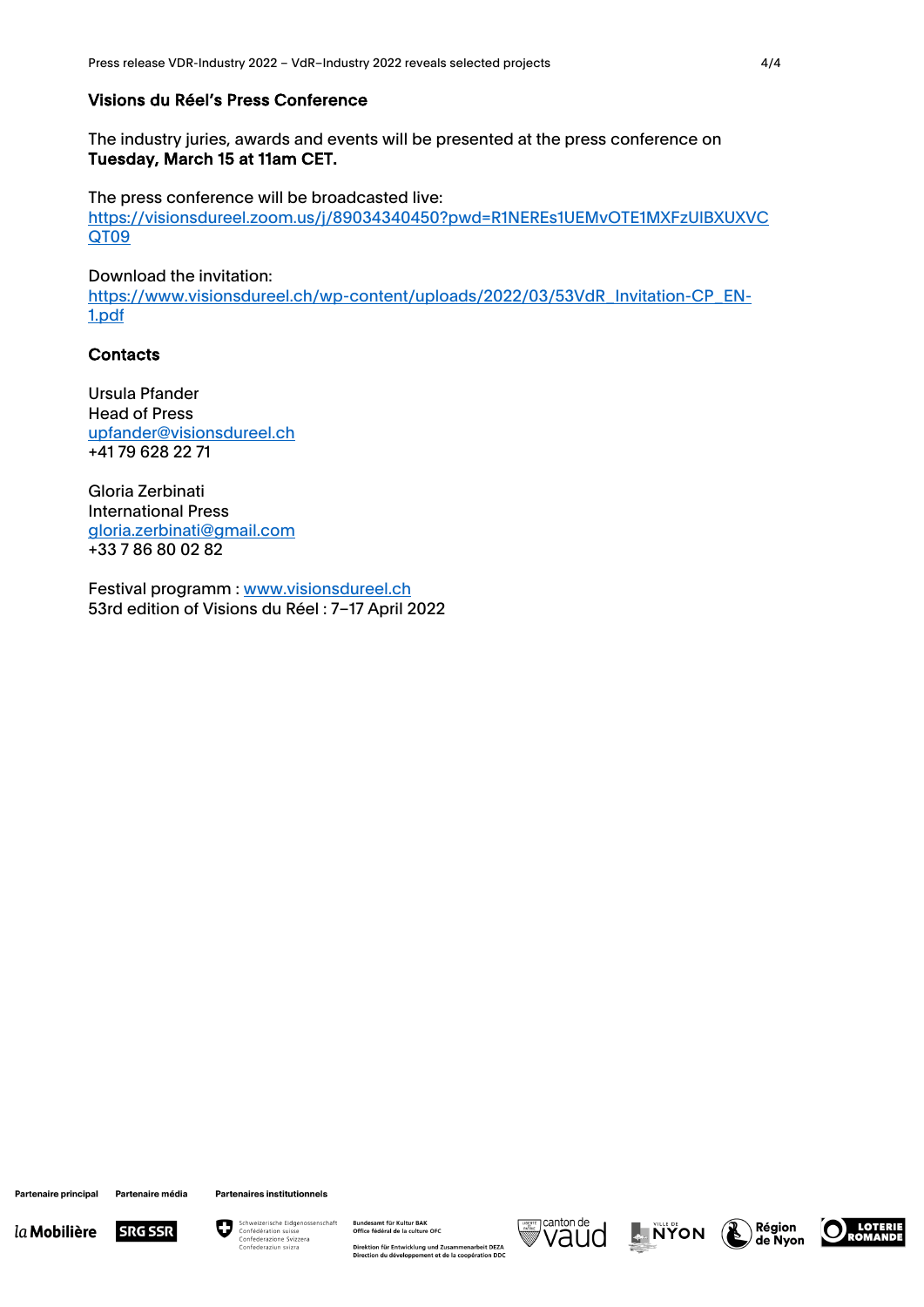### Visions du Réel's Press Conference

The industry juries, awards and events will be presented at the press conference on **Tuesday, March 15 at 11am CET.**

The press conference will be broadcasted live:
https://visionsdureel.zoom.us/j/89034340450?pwd=R1NEREs1UEMvOTE1MXFzUlBXUXVCQT09

Download the invitation:
https://www.visionsdureel.ch/wp-content/uploads/2022/03/53VdR_Invitation-CP_EN-1.pdf

### Contacts

Ursula Pfander
Head of Press
upfander@visionsdureel.ch
+41 79 628 22 71

Gloria Zerbinati
International Press
gloria.zerbinati@gmail.com
+33 7 86 80 02 82

Festival programm : www.visionsdureel.ch
53rd edition of Visions du Réel : 7–17 April 2022

Partenaire principal | Partenaire média | Partenaires institutionnels

la Mobilière | SRG SSR | Schweizerische Eidgenossenschaft Confédération suisse Confederazione Svizzera Confederaziun svizra | Bundesamt für Kultur BAK Office fédéral de la culture OFC | Direktion für Entwicklung und Zusammenarbeit DEZA Direction du développement et de la coopération DDC | canton de vaud | Ville de NYON | Région de Nyon | LOTERIE ROMANDE